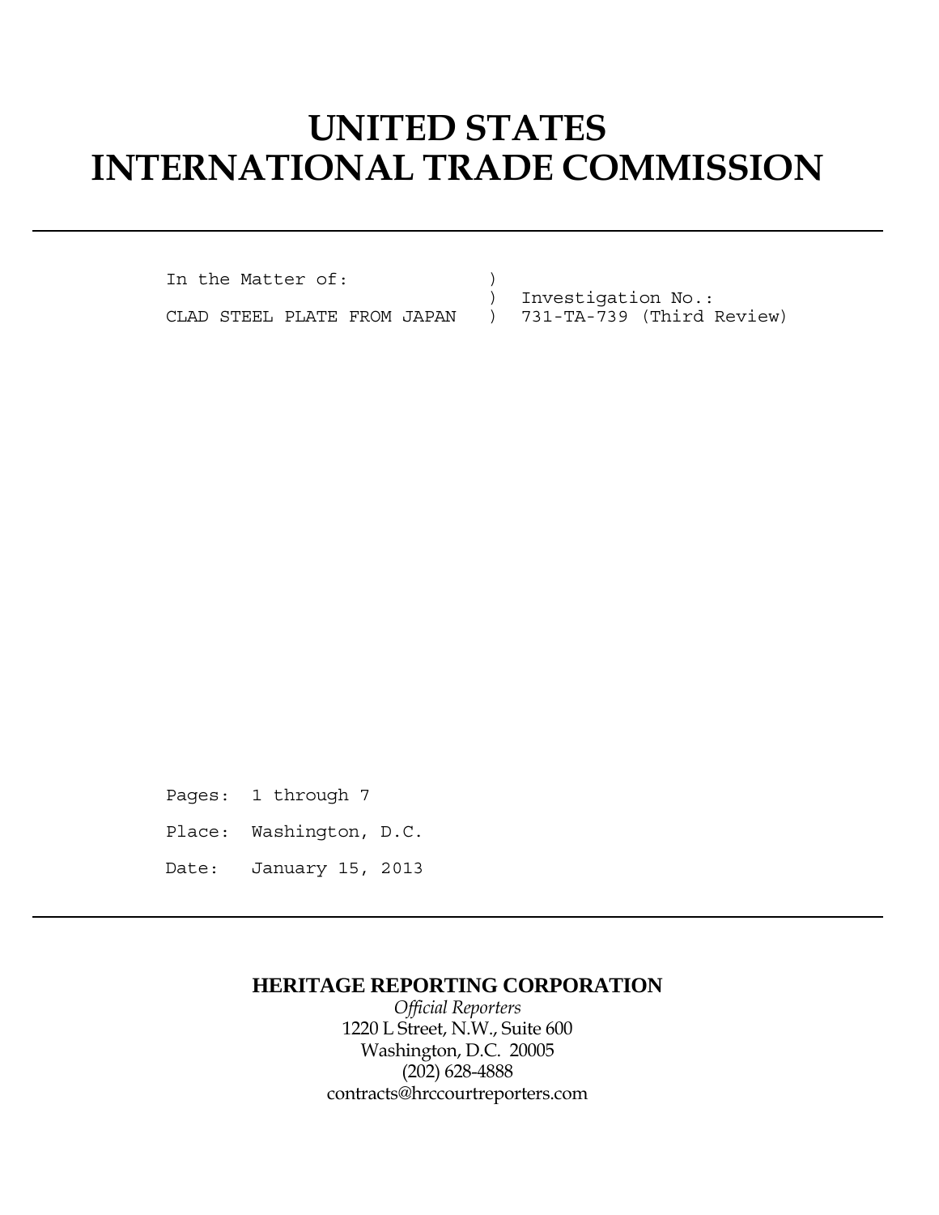# UNITED STATES INTERNATIONAL TRADE COMMISSION

```
In the Matter of:            )
                             )  Investigation No.:
CLAD STEEL PLATE FROM JAPAN  )  731-TA-739 (Third Review)
```

Pages: 1 through 7

Place: Washington, D.C.

Date: January 15, 2013

**HERITAGE REPORTING CORPORATION**

*Official Reporters*

1220 L Street, N.W., Suite 600

Washington, D.C. 20005

(202) 628-4888

contracts@hrccourtreporters.com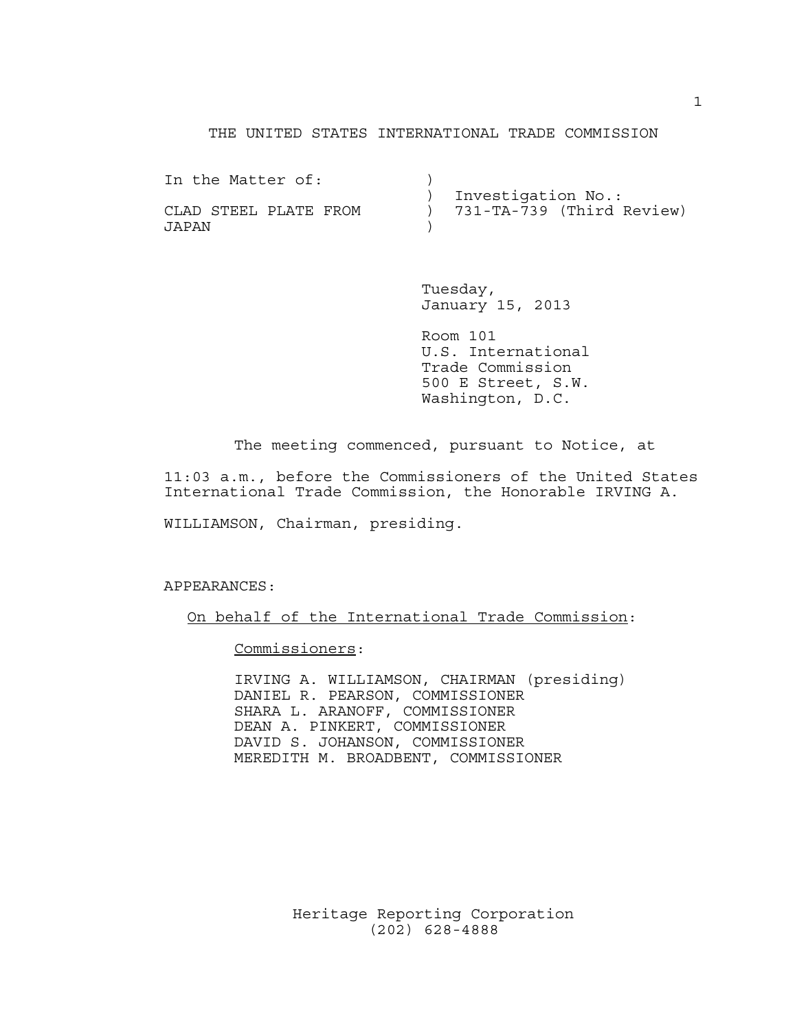THE UNITED STATES INTERNATIONAL TRADE COMMISSION

```
In the Matter of:          )
                           )  Investigation No.:
CLAD STEEL PLATE FROM      )  731-TA-739 (Third Review)
JAPAN                      )
```

Tuesday,
January 15, 2013

Room 101
U.S. International
Trade Commission
500 E Street, S.W.
Washington, D.C.

The meeting commenced, pursuant to Notice, at 11:03 a.m., before the Commissioners of the United States International Trade Commission, the Honorable IRVING A. WILLIAMSON, Chairman, presiding.

APPEARANCES:

On behalf of the International Trade Commission:

Commissioners:

IRVING A. WILLIAMSON, CHAIRMAN (presiding)
DANIEL R. PEARSON, COMMISSIONER
SHARA L. ARANOFF, COMMISSIONER
DEAN A. PINKERT, COMMISSIONER
DAVID S. JOHANSON, COMMISSIONER
MEREDITH M. BROADBENT, COMMISSIONER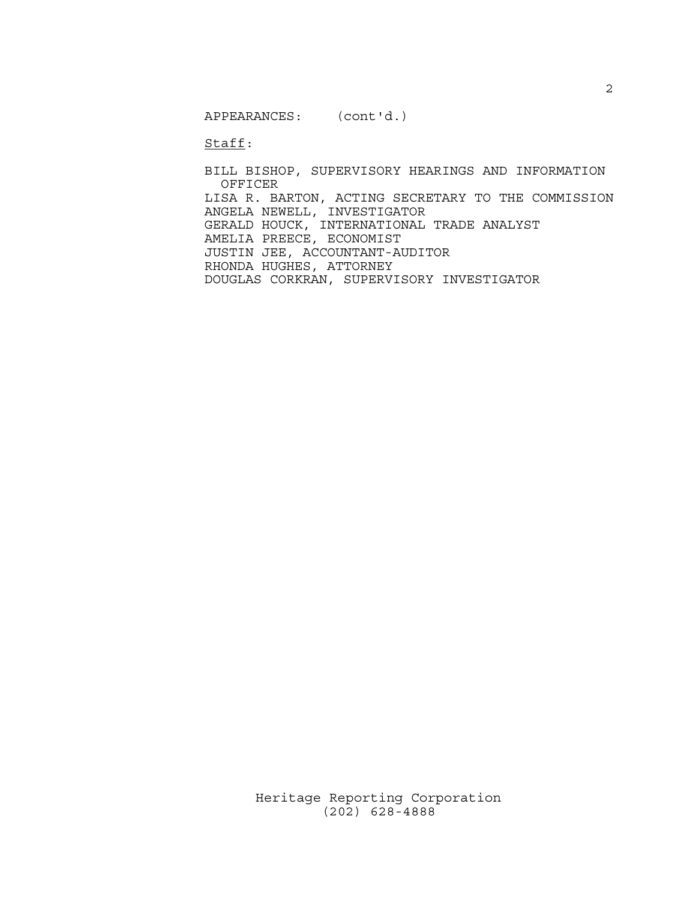APPEARANCES: (cont'd.)

Staff:

BILL BISHOP, SUPERVISORY HEARINGS AND INFORMATION OFFICER
LISA R. BARTON, ACTING SECRETARY TO THE COMMISSION
ANGELA NEWELL, INVESTIGATOR
GERALD HOUCK, INTERNATIONAL TRADE ANALYST
AMELIA PREECE, ECONOMIST
JUSTIN JEE, ACCOUNTANT-AUDITOR
RHONDA HUGHES, ATTORNEY
DOUGLAS CORKRAN, SUPERVISORY INVESTIGATOR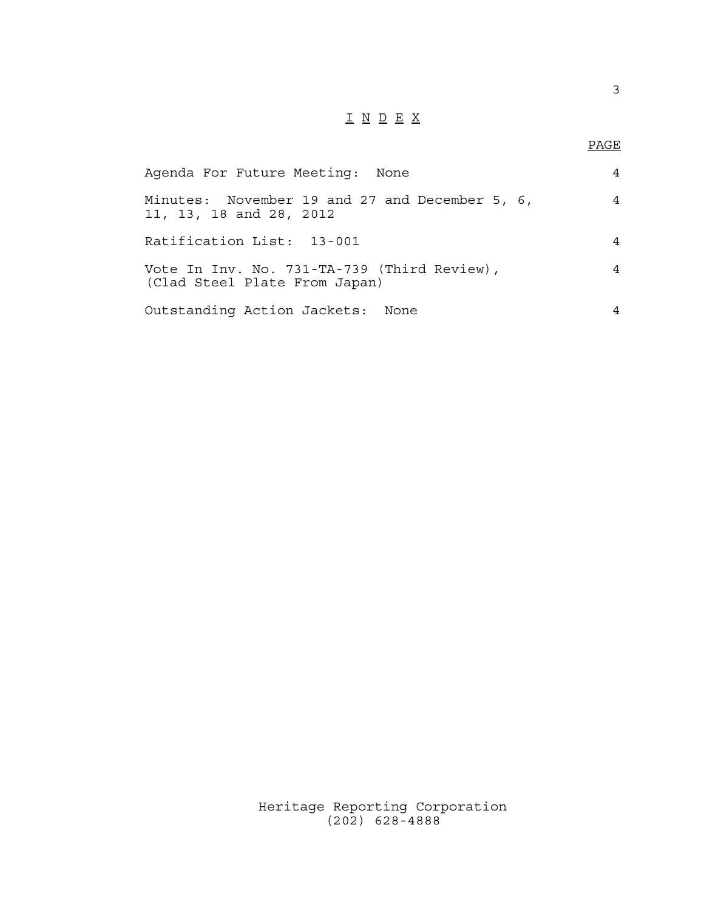# INDEX

| | PAGE |
|---|---|
| Agenda For Future Meeting: None | 4 |
| Minutes: November 19 and 27 and December 5, 6, 11, 13, 18 and 28, 2012 | 4 |
| Ratification List: 13-001 | 4 |
| Vote In Inv. No. 731-TA-739 (Third Review), (Clad Steel Plate From Japan) | 4 |
| Outstanding Action Jackets: None | 4 |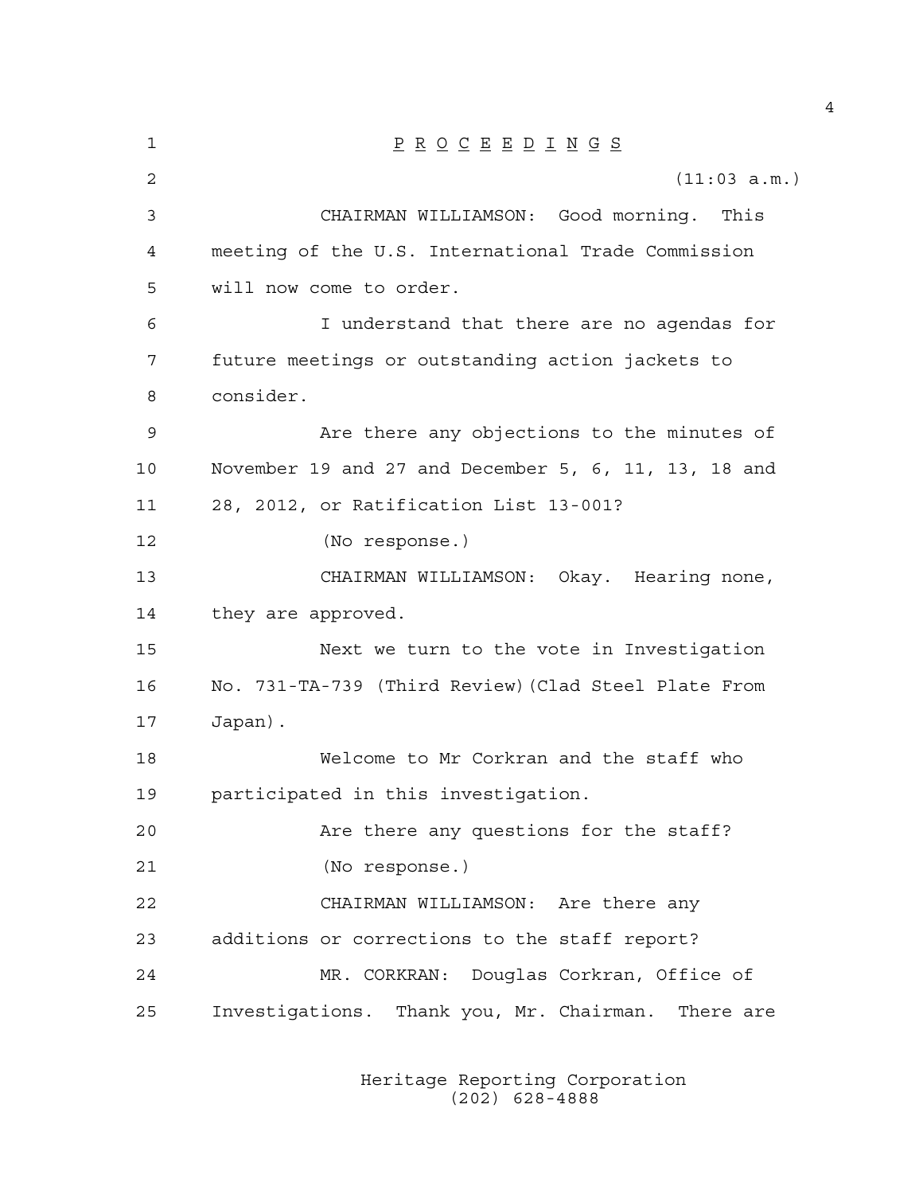P R O C E E D I N G S

(11:03 a.m.)

CHAIRMAN WILLIAMSON: Good morning. This meeting of the U.S. International Trade Commission will now come to order.

I understand that there are no agendas for future meetings or outstanding action jackets to consider.

Are there any objections to the minutes of November 19 and 27 and December 5, 6, 11, 13, 18 and 28, 2012, or Ratification List 13-001?

(No response.)

CHAIRMAN WILLIAMSON: Okay. Hearing none, they are approved.

Next we turn to the vote in Investigation No. 731-TA-739 (Third Review)(Clad Steel Plate From Japan).

Welcome to Mr Corkran and the staff who participated in this investigation.

Are there any questions for the staff?

(No response.)

CHAIRMAN WILLIAMSON: Are there any additions or corrections to the staff report?

MR. CORKRAN: Douglas Corkran, Office of Investigations. Thank you, Mr. Chairman. There are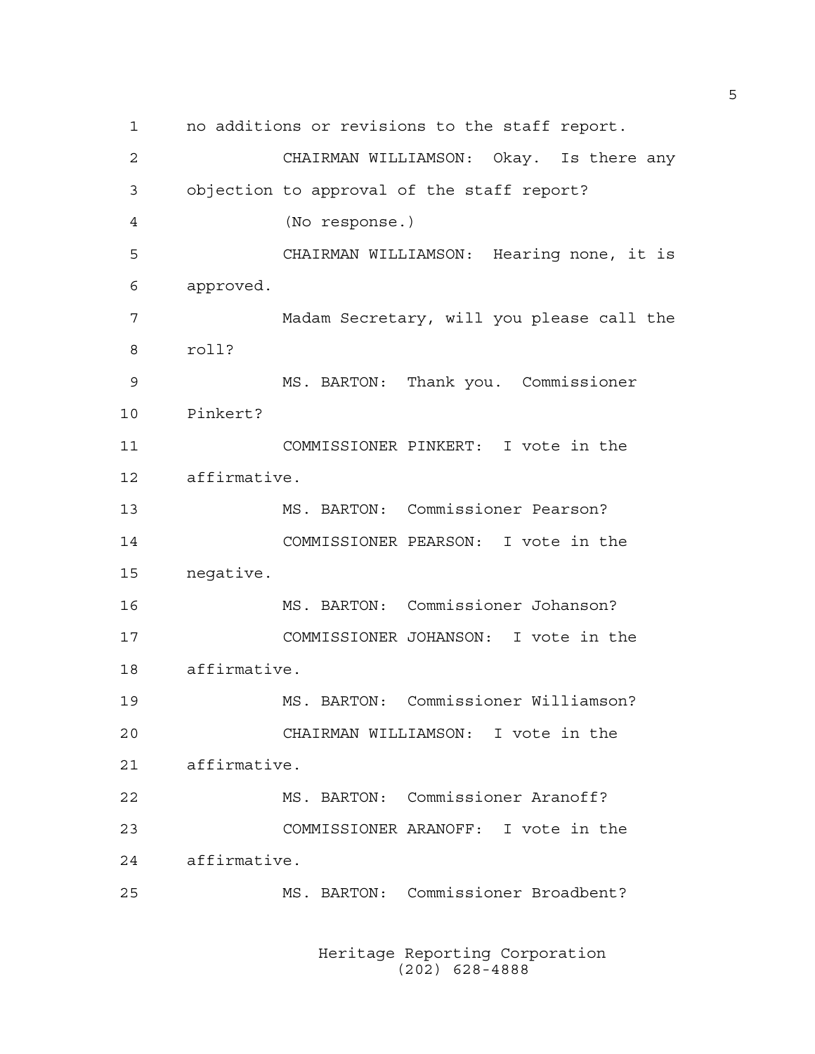no additions or revisions to the staff report.

CHAIRMAN WILLIAMSON: Okay. Is there any objection to approval of the staff report?

(No response.)

CHAIRMAN WILLIAMSON: Hearing none, it is approved.

Madam Secretary, will you please call the roll?

MS. BARTON: Thank you. Commissioner Pinkert?

COMMISSIONER PINKERT: I vote in the affirmative.

MS. BARTON: Commissioner Pearson?

COMMISSIONER PEARSON: I vote in the negative.

MS. BARTON: Commissioner Johanson?

COMMISSIONER JOHANSON: I vote in the affirmative.

MS. BARTON: Commissioner Williamson?

CHAIRMAN WILLIAMSON: I vote in the affirmative.

MS. BARTON: Commissioner Aranoff?

COMMISSIONER ARANOFF: I vote in the affirmative.

MS. BARTON: Commissioner Broadbent?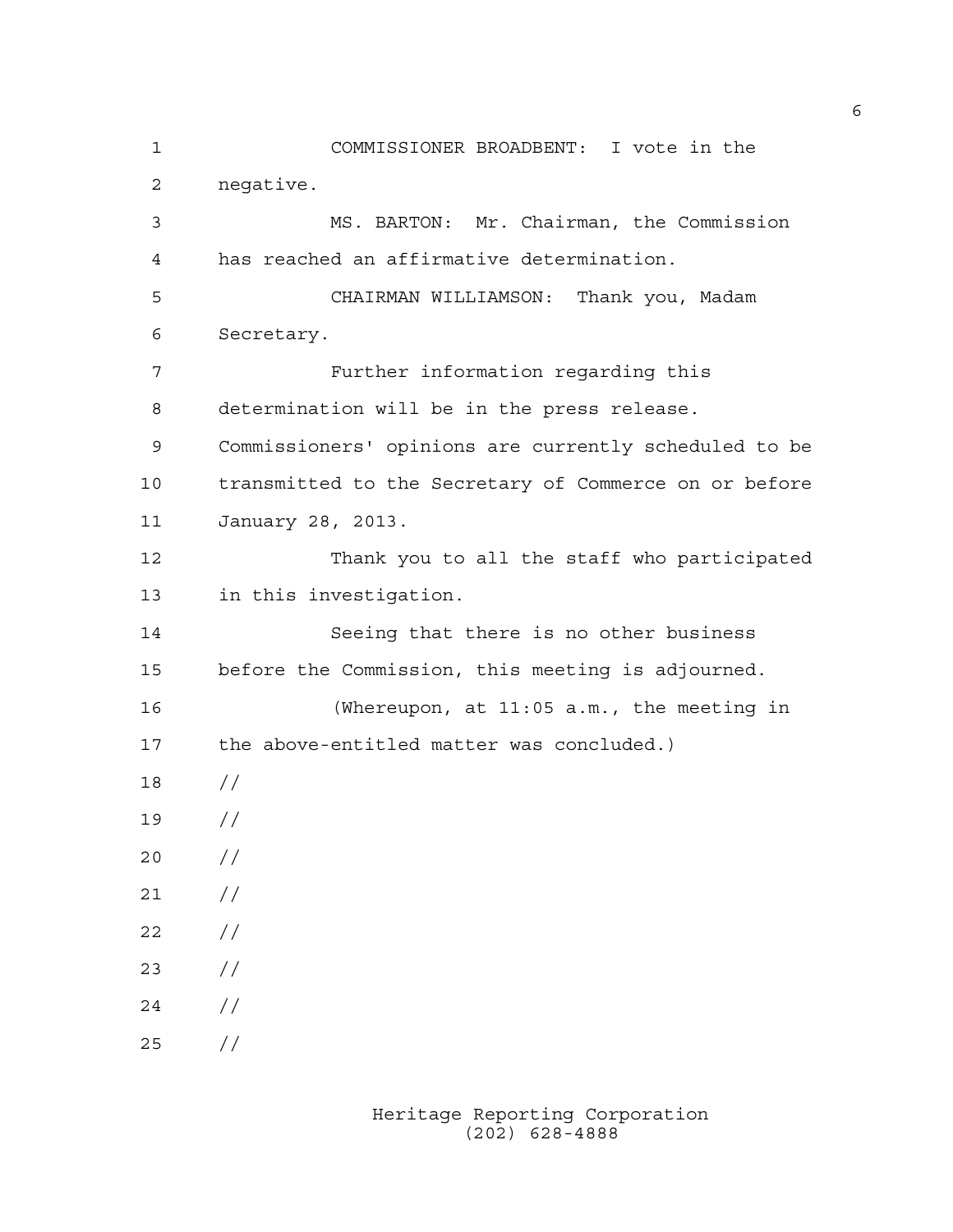COMMISSIONER BROADBENT: I vote in the negative.

MS. BARTON: Mr. Chairman, the Commission has reached an affirmative determination.

CHAIRMAN WILLIAMSON: Thank you, Madam Secretary.

Further information regarding this determination will be in the press release. Commissioners' opinions are currently scheduled to be transmitted to the Secretary of Commerce on or before January 28, 2013.

Thank you to all the staff who participated in this investigation.

Seeing that there is no other business before the Commission, this meeting is adjourned.

(Whereupon, at 11:05 a.m., the meeting in the above-entitled matter was concluded.)

//

//

//

//

//

//

//

//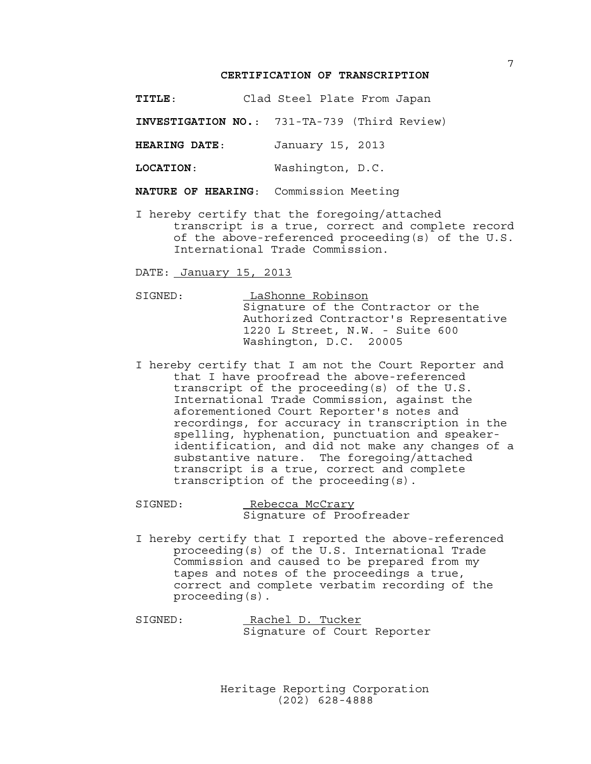## CERTIFICATION OF TRANSCRIPTION

**TITLE**: Clad Steel Plate From Japan

**INVESTIGATION NO.**: 731-TA-739 (Third Review)

**HEARING DATE**: January 15, 2013

**LOCATION**: Washington, D.C.

**NATURE OF HEARING**: Commission Meeting

I hereby certify that the foregoing/attached transcript is a true, correct and complete record of the above-referenced proceeding(s) of the U.S. International Trade Commission.

DATE: January 15, 2013

SIGNED: LaShonne Robinson
Signature of the Contractor or the Authorized Contractor's Representative
1220 L Street, N.W. - Suite 600
Washington, D.C. 20005

I hereby certify that I am not the Court Reporter and that I have proofread the above-referenced transcript of the proceeding(s) of the U.S. International Trade Commission, against the aforementioned Court Reporter's notes and recordings, for accuracy in transcription in the spelling, hyphenation, punctuation and speaker-identification, and did not make any changes of a substantive nature. The foregoing/attached transcript is a true, correct and complete transcription of the proceeding(s).

SIGNED: Rebecca McCrary
Signature of Proofreader

I hereby certify that I reported the above-referenced proceeding(s) of the U.S. International Trade Commission and caused to be prepared from my tapes and notes of the proceedings a true, correct and complete verbatim recording of the proceeding(s).

SIGNED: Rachel D. Tucker
Signature of Court Reporter